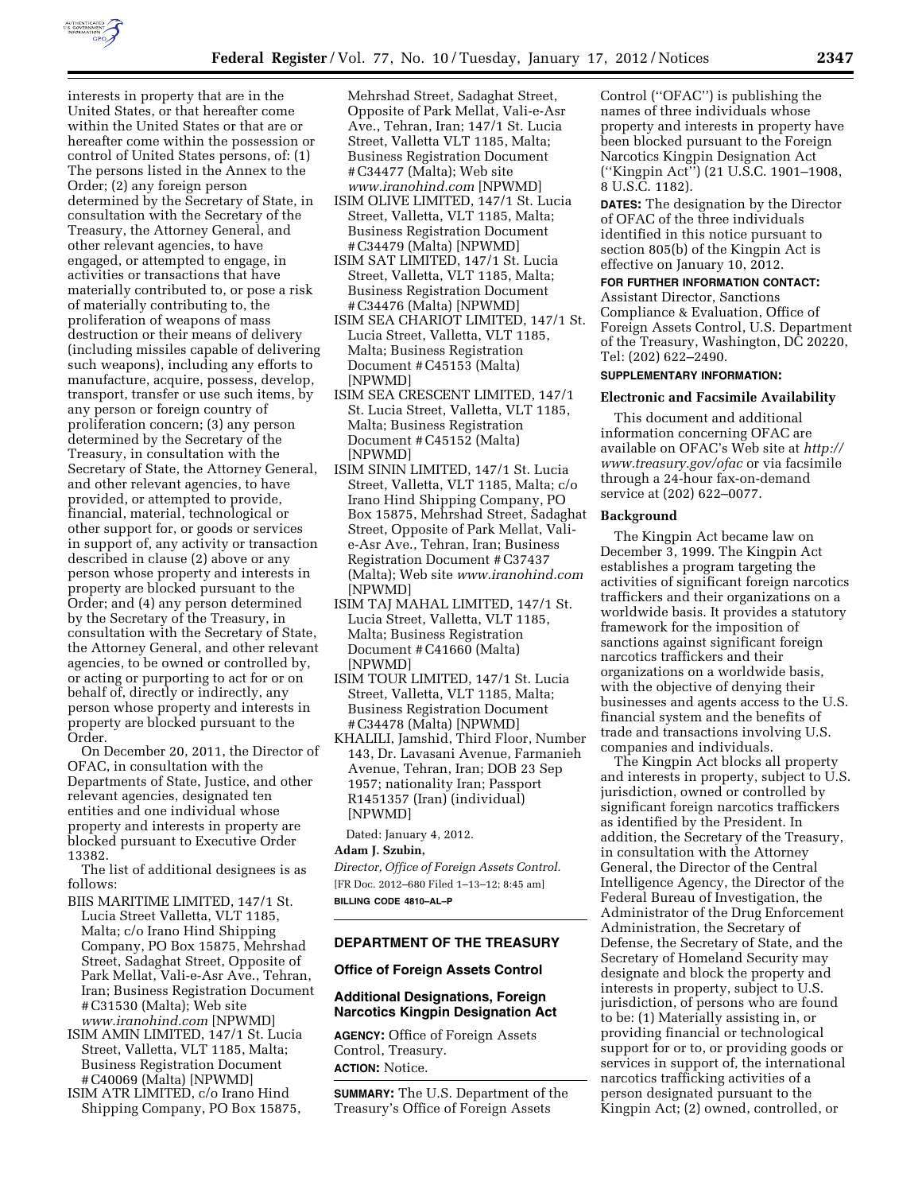interests in property that are in the United States, or that hereafter come within the United States or that are or hereafter come within the possession or control of United States persons, of: (1) The persons listed in the Annex to the Order; (2) any foreign person determined by the Secretary of State, in consultation with the Secretary of the Treasury, the Attorney General, and other relevant agencies, to have engaged, or attempted to engage, in activities or transactions that have materially contributed to, or pose a risk of materially contributing to, the proliferation of weapons of mass destruction or their means of delivery (including missiles capable of delivering such weapons), including any efforts to manufacture, acquire, possess, develop, transport, transfer or use such items, by any person or foreign country of proliferation concern; (3) any person determined by the Secretary of the Treasury, in consultation with the Secretary of State, the Attorney General, and other relevant agencies, to have provided, or attempted to provide, financial, material, technological or other support for, or goods or services in support of, any activity or transaction described in clause (2) above or any person whose property and interests in property are blocked pursuant to the Order; and (4) any person determined by the Secretary of the Treasury, in consultation with the Secretary of State, the Attorney General, and other relevant agencies, to be owned or controlled by, or acting or purporting to act for or on behalf of, directly or indirectly, any person whose property and interests in property are blocked pursuant to the Order.

On December 20, 2011, the Director of OFAC, in consultation with the Departments of State, Justice, and other relevant agencies, designated ten entities and one individual whose property and interests in property are blocked pursuant to Executive Order 13382.

The list of additional designees is as follows:

BIIS MARITIME LIMITED, 147/1 St. Lucia Street Valletta, VLT 1185, Malta; c/o Irano Hind Shipping Company, PO Box 15875, Mehrshad Street, Sadaghat Street, Opposite of Park Mellat, Vali-e-Asr Ave., Tehran, Iran; Business Registration Document #C31530 (Malta); Web site *www.iranohind.com* [NPWMD]

ISIM AMIN LIMITED, 147/1 St. Lucia Street, Valletta, VLT 1185, Malta; Business Registration Document #C40069 (Malta) [NPWMD]

ISIM ATR LIMITED, c/o Irano Hind Shipping Company, PO Box 15875, Mehrshad Street, Sadaghat Street, Opposite of Park Mellat, Vali-e-Asr Ave., Tehran, Iran; 147/1 St. Lucia Street, Valletta VLT 1185, Malta; Business Registration Document #C34477 (Malta); Web site *www.iranohind.com* [NPWMD]

ISIM OLIVE LIMITED, 147/1 St. Lucia Street, Valletta, VLT 1185, Malta; Business Registration Document #C34479 (Malta) [NPWMD]

ISIM SAT LIMITED, 147/1 St. Lucia Street, Valletta, VLT 1185, Malta; Business Registration Document #C34476 (Malta) [NPWMD]

ISIM SEA CHARIOT LIMITED, 147/1 St. Lucia Street, Valletta, VLT 1185, Malta; Business Registration Document #C45153 (Malta) [NPWMD]

ISIM SEA CRESCENT LIMITED, 147/1 St. Lucia Street, Valletta, VLT 1185, Malta; Business Registration Document #C45152 (Malta) [NPWMD]

ISIM SININ LIMITED, 147/1 St. Lucia Street, Valletta, VLT 1185, Malta; c/o Irano Hind Shipping Company, PO Box 15875, Mehrshad Street, Sadaghat Street, Opposite of Park Mellat, Vali-e-Asr Ave., Tehran, Iran; Business Registration Document #C37437 (Malta); Web site *www.iranohind.com* [NPWMD]

ISIM TAJ MAHAL LIMITED, 147/1 St. Lucia Street, Valletta, VLT 1185, Malta; Business Registration Document #C41660 (Malta) [NPWMD]

ISIM TOUR LIMITED, 147/1 St. Lucia Street, Valletta, VLT 1185, Malta; Business Registration Document #C34478 (Malta) [NPWMD]

KHALILI, Jamshid, Third Floor, Number 143, Dr. Lavasani Avenue, Farmanieh Avenue, Tehran, Iran; DOB 23 Sep 1957; nationality Iran; Passport R1451357 (Iran) (individual) [NPWMD]

Dated: January 4, 2012.

**Adam J. Szubin,**

*Director, Office of Foreign Assets Control.*

[FR Doc. 2012–680 Filed 1–13–12; 8:45 am]

**BILLING CODE 4810–AL–P**

## DEPARTMENT OF THE TREASURY

### Office of Foreign Assets Control

### Additional Designations, Foreign Narcotics Kingpin Designation Act

**AGENCY:** Office of Foreign Assets Control, Treasury.

**ACTION:** Notice.

**SUMMARY:** The U.S. Department of the Treasury's Office of Foreign Assets Control ("OFAC") is publishing the names of three individuals whose property and interests in property have been blocked pursuant to the Foreign Narcotics Kingpin Designation Act ("Kingpin Act") (21 U.S.C. 1901–1908, 8 U.S.C. 1182).

**DATES:** The designation by the Director of OFAC of the three individuals identified in this notice pursuant to section 805(b) of the Kingpin Act is effective on January 10, 2012.

**FOR FURTHER INFORMATION CONTACT:** Assistant Director, Sanctions Compliance & Evaluation, Office of Foreign Assets Control, U.S. Department of the Treasury, Washington, DC 20220, Tel: (202) 622–2490.

**SUPPLEMENTARY INFORMATION:**

#### Electronic and Facsimile Availability

This document and additional information concerning OFAC are available on OFAC's Web site at *http://www.treasury.gov/ofac* or via facsimile through a 24-hour fax-on-demand service at (202) 622–0077.

#### Background

The Kingpin Act became law on December 3, 1999. The Kingpin Act establishes a program targeting the activities of significant foreign narcotics traffickers and their organizations on a worldwide basis. It provides a statutory framework for the imposition of sanctions against significant foreign narcotics traffickers and their organizations on a worldwide basis, with the objective of denying their businesses and agents access to the U.S. financial system and the benefits of trade and transactions involving U.S. companies and individuals.

The Kingpin Act blocks all property and interests in property, subject to U.S. jurisdiction, owned or controlled by significant foreign narcotics traffickers as identified by the President. In addition, the Secretary of the Treasury, in consultation with the Attorney General, the Director of the Central Intelligence Agency, the Director of the Federal Bureau of Investigation, the Administrator of the Drug Enforcement Administration, the Secretary of Defense, the Secretary of State, and the Secretary of Homeland Security may designate and block the property and interests in property, subject to U.S. jurisdiction, of persons who are found to be: (1) Materially assisting in, or providing financial or technological support for or to, or providing goods or services in support of, the international narcotics trafficking activities of a person designated pursuant to the Kingpin Act; (2) owned, controlled, or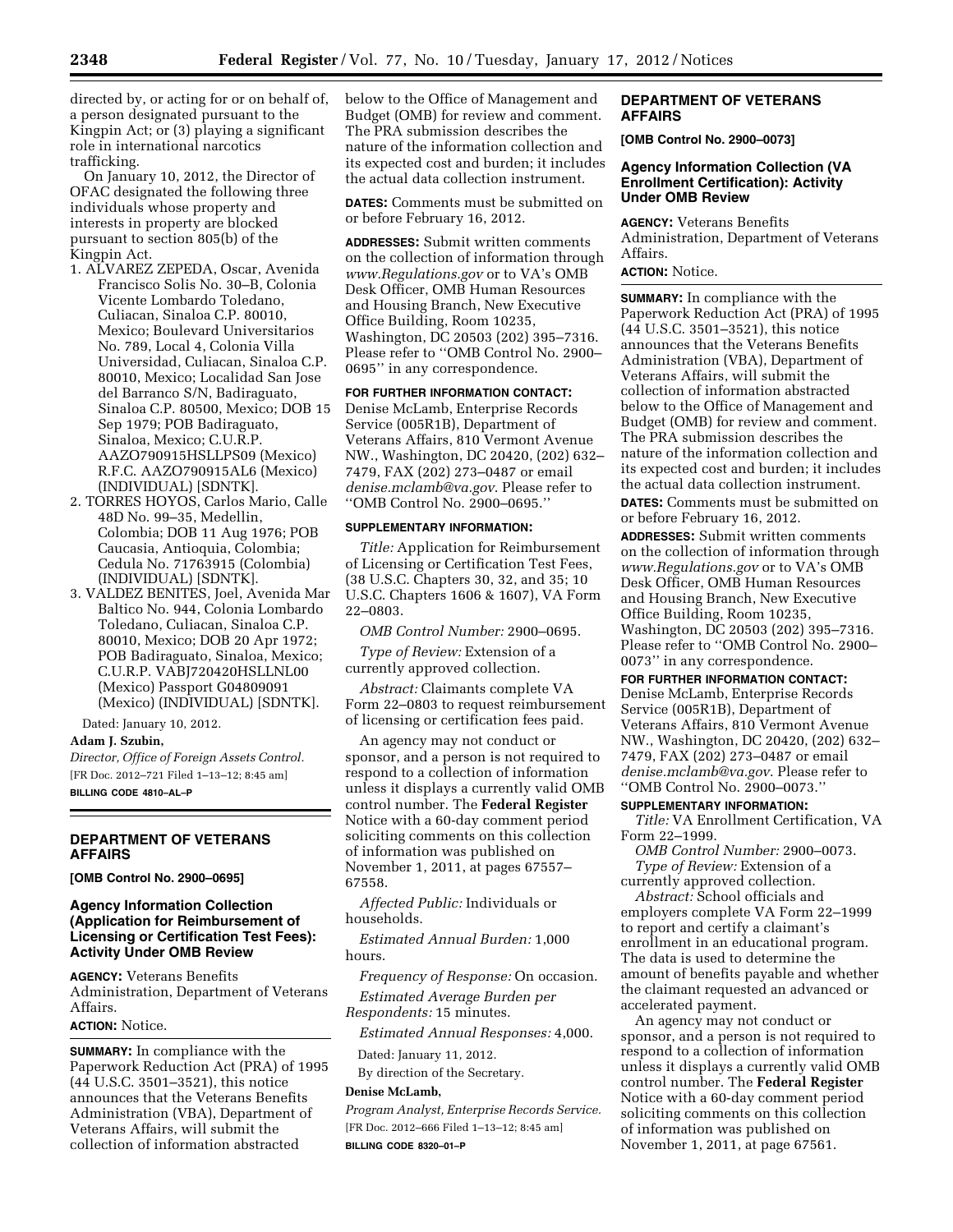directed by, or acting for or on behalf of, a person designated pursuant to the Kingpin Act; or (3) playing a significant role in international narcotics trafficking.

On January 10, 2012, the Director of OFAC designated the following three individuals whose property and interests in property are blocked pursuant to section 805(b) of the Kingpin Act.

1. ALVAREZ ZEPEDA, Oscar, Avenida Francisco Solis No. 30–B, Colonia Vicente Lombardo Toledano, Culiacan, Sinaloa C.P. 80010, Mexico; Boulevard Universitarios No. 789, Local 4, Colonia Villa Universidad, Culiacan, Sinaloa C.P. 80010, Mexico; Localidad San Jose del Barranco S/N, Badiraguato, Sinaloa C.P. 80500, Mexico; DOB 15 Sep 1979; POB Badiraguato, Sinaloa, Mexico; C.U.R.P. AAZO790915HSLLPS09 (Mexico) R.F.C. AAZO790915AL6 (Mexico) (INDIVIDUAL) [SDNTK].
2. TORRES HOYOS, Carlos Mario, Calle 48D No. 99–35, Medellin, Colombia; DOB 11 Aug 1976; POB Caucasia, Antioquia, Colombia; Cedula No. 71763915 (Colombia) (INDIVIDUAL) [SDNTK].
3. VALDEZ BENITES, Joel, Avenida Mar Baltico No. 944, Colonia Lombardo Toledano, Culiacan, Sinaloa C.P. 80010, Mexico; DOB 20 Apr 1972; POB Badiraguato, Sinaloa, Mexico; C.U.R.P. VABJ720420HSLLNL00 (Mexico) Passport G04809091 (Mexico) (INDIVIDUAL) [SDNTK].

Dated: January 10, 2012.

**Adam J. Szubin,**

*Director, Office of Foreign Assets Control.*

[FR Doc. 2012–721 Filed 1–13–12; 8:45 am]

**BILLING CODE 4810–AL–P**

## DEPARTMENT OF VETERANS AFFAIRS

**[OMB Control No. 2900–0695]**

### Agency Information Collection (Application for Reimbursement of Licensing or Certification Test Fees): Activity Under OMB Review

**AGENCY:** Veterans Benefits Administration, Department of Veterans Affairs.

**ACTION:** Notice.

**SUMMARY:** In compliance with the Paperwork Reduction Act (PRA) of 1995 (44 U.S.C. 3501–3521), this notice announces that the Veterans Benefits Administration (VBA), Department of Veterans Affairs, will submit the collection of information abstracted below to the Office of Management and Budget (OMB) for review and comment. The PRA submission describes the nature of the information collection and its expected cost and burden; it includes the actual data collection instrument.

**DATES:** Comments must be submitted on or before February 16, 2012.

**ADDRESSES:** Submit written comments on the collection of information through *www.Regulations.gov* or to VA's OMB Desk Officer, OMB Human Resources and Housing Branch, New Executive Office Building, Room 10235, Washington, DC 20503 (202) 395–7316. Please refer to ''OMB Control No. 2900–0695'' in any correspondence.

**FOR FURTHER INFORMATION CONTACT:** Denise McLamb, Enterprise Records Service (005R1B), Department of Veterans Affairs, 810 Vermont Avenue NW., Washington, DC 20420, (202) 632–7479, FAX (202) 273–0487 or email *denise.mclamb@va.gov*. Please refer to ''OMB Control No. 2900–0695.''

**SUPPLEMENTARY INFORMATION:**

*Title:* Application for Reimbursement of Licensing or Certification Test Fees, (38 U.S.C. Chapters 30, 32, and 35; 10 U.S.C. Chapters 1606 & 1607), VA Form 22–0803.

*OMB Control Number:* 2900–0695.

*Type of Review:* Extension of a currently approved collection.

*Abstract:* Claimants complete VA Form 22–0803 to request reimbursement of licensing or certification fees paid.

An agency may not conduct or sponsor, and a person is not required to respond to a collection of information unless it displays a currently valid OMB control number. The **Federal Register** Notice with a 60-day comment period soliciting comments on this collection of information was published on November 1, 2011, at pages 67557–67558.

*Affected Public:* Individuals or households.

*Estimated Annual Burden:* 1,000 hours.

*Frequency of Response:* On occasion.

*Estimated Average Burden per Respondents:* 15 minutes.

*Estimated Annual Responses:* 4,000.

Dated: January 11, 2012.

By direction of the Secretary.

**Denise McLamb,**

*Program Analyst, Enterprise Records Service.*

[FR Doc. 2012–666 Filed 1–13–12; 8:45 am]

**BILLING CODE 8320–01–P**

## DEPARTMENT OF VETERANS AFFAIRS

**[OMB Control No. 2900–0073]**

### Agency Information Collection (VA Enrollment Certification): Activity Under OMB Review

**AGENCY:** Veterans Benefits Administration, Department of Veterans Affairs.

**ACTION:** Notice.

**SUMMARY:** In compliance with the Paperwork Reduction Act (PRA) of 1995 (44 U.S.C. 3501–3521), this notice announces that the Veterans Benefits Administration (VBA), Department of Veterans Affairs, will submit the collection of information abstracted below to the Office of Management and Budget (OMB) for review and comment. The PRA submission describes the nature of the information collection and its expected cost and burden; it includes the actual data collection instrument.

**DATES:** Comments must be submitted on or before February 16, 2012.

**ADDRESSES:** Submit written comments on the collection of information through *www.Regulations.gov* or to VA's OMB Desk Officer, OMB Human Resources and Housing Branch, New Executive Office Building, Room 10235, Washington, DC 20503 (202) 395–7316. Please refer to ''OMB Control No. 2900–0073'' in any correspondence.

**FOR FURTHER INFORMATION CONTACT:** Denise McLamb, Enterprise Records Service (005R1B), Department of Veterans Affairs, 810 Vermont Avenue NW., Washington, DC 20420, (202) 632–7479, FAX (202) 273–0487 or email *denise.mclamb@va.gov*. Please refer to ''OMB Control No. 2900–0073.''

**SUPPLEMENTARY INFORMATION:**

*Title:* VA Enrollment Certification, VA Form 22–1999.

*OMB Control Number:* 2900–0073.

*Type of Review:* Extension of a currently approved collection.

*Abstract:* School officials and employers complete VA Form 22–1999 to report and certify a claimant's enrollment in an educational program. The data is used to determine the amount of benefits payable and whether the claimant requested an advanced or accelerated payment.

An agency may not conduct or sponsor, and a person is not required to respond to a collection of information unless it displays a currently valid OMB control number. The **Federal Register** Notice with a 60-day comment period soliciting comments on this collection of information was published on November 1, 2011, at page 67561.